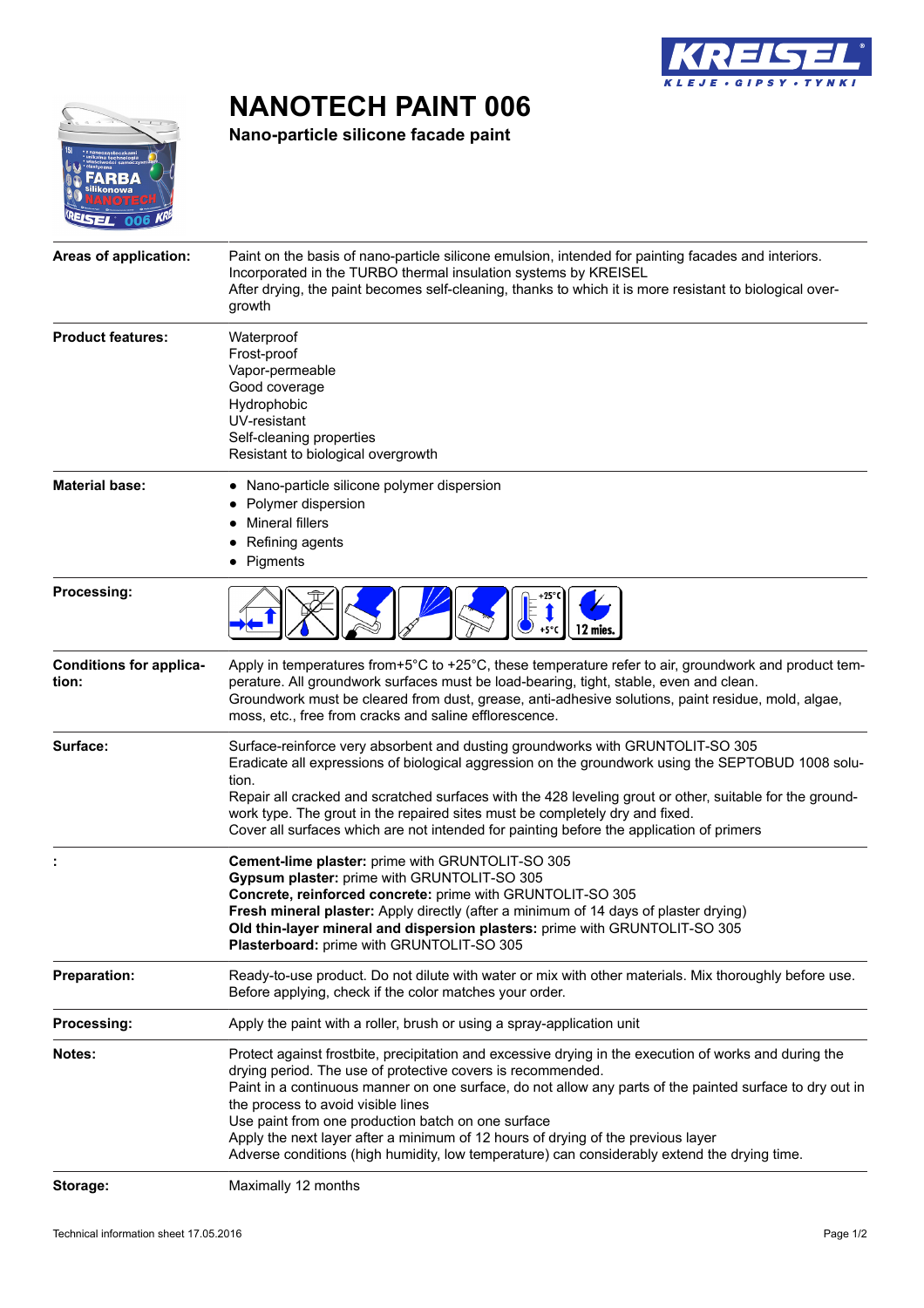# NANOTECH PAINT 006

**Nano-particle silicone facade paint**

| | |
|---|---|
| **Areas of application:** | Paint on the basis of nano-particle silicone emulsion, intended for painting facades and interiors. Incorporated in the TURBO thermal insulation systems by KREISEL<br>After drying, the paint becomes self-cleaning, thanks to which it is more resistant to biological overgrowth |
| **Product features:** | Waterproof<br>Frost-proof<br>Vapor-permeable<br>Good coverage<br>Hydrophobic<br>UV-resistant<br>Self-cleaning properties<br>Resistant to biological overgrowth |
| **Material base:** | • Nano-particle silicone polymer dispersion<br>• Polymer dispersion<br>• Mineral fillers<br>• Refining agents<br>• Pigments |
| **Processing:** | +25°C +5°C 12 mies. |
| **Conditions for application:** | Apply in temperatures from+5°C to +25°C, these temperature refer to air, groundwork and product temperature. All groundwork surfaces must be load-bearing, tight, stable, even and clean.<br>Groundwork must be cleared from dust, grease, anti-adhesive solutions, paint residue, mold, algae, moss, etc., free from cracks and saline efflorescence. |
| **Surface:** | Surface-reinforce very absorbent and dusting groundworks with GRUNTOLIT-SO 305<br>Eradicate all expressions of biological aggression on the groundwork using the SEPTOBUD 1008 solution.<br>Repair all cracked and scratched surfaces with the 428 leveling grout or other, suitable for the groundwork type. The grout in the repaired sites must be completely dry and fixed.<br>Cover all surfaces which are not intended for painting before the application of primers |
| **:** | **Cement-lime plaster:** prime with GRUNTOLIT-SO 305<br>**Gypsum plaster:** prime with GRUNTOLIT-SO 305<br>**Concrete, reinforced concrete:** prime with GRUNTOLIT-SO 305<br>**Fresh mineral plaster:** Apply directly (after a minimum of 14 days of plaster drying)<br>**Old thin-layer mineral and dispersion plasters:** prime with GRUNTOLIT-SO 305<br>**Plasterboard:** prime with GRUNTOLIT-SO 305 |
| **Preparation:** | Ready-to-use product. Do not dilute with water or mix with other materials. Mix thoroughly before use. Before applying, check if the color matches your order. |
| **Processing:** | Apply the paint with a roller, brush or using a spray-application unit |
| **Notes:** | Protect against frostbite, precipitation and excessive drying in the execution of works and during the drying period. The use of protective covers is recommended.<br>Paint in a continuous manner on one surface, do not allow any parts of the painted surface to dry out in the process to avoid visible lines<br>Use paint from one production batch on one surface<br>Apply the next layer after a minimum of 12 hours of drying of the previous layer<br>Adverse conditions (high humidity, low temperature) can considerably extend the drying time. |
| **Storage:** | Maximally 12 months |

Technical information sheet 17.05.2016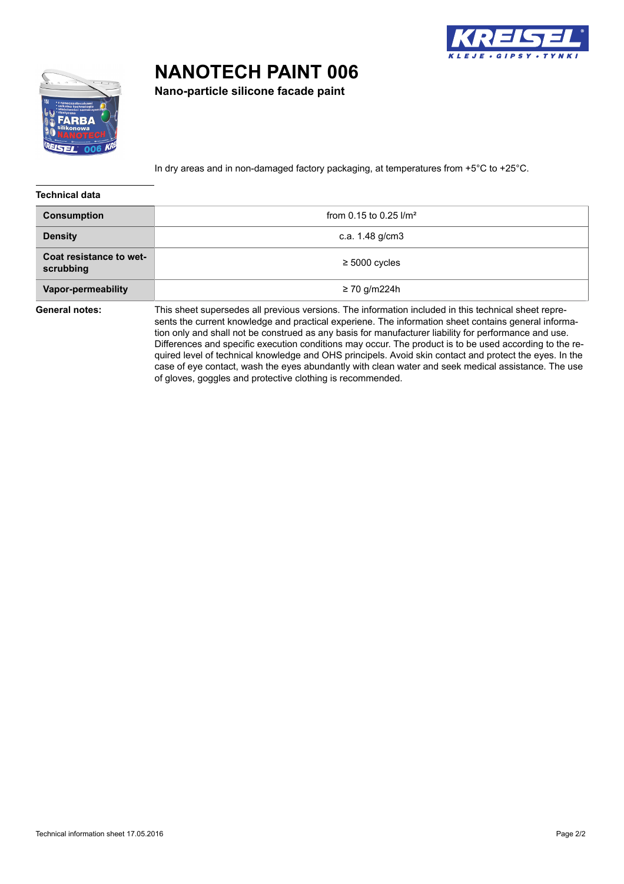// Kreisel NANOTECH PAINT 006 technical sheet, page 2 of 2
# NANOTECH PAINT 006

**Nano-particle silicone facade paint**

In dry areas and in non-damaged factory packaging, at temperatures from +5°C to +25°C.

**Technical data**

| | |
|---|---|
| **Consumption** | from 0.15 to 0.25 l/m² |
| **Density** | c.a. 1.48 g/cm3 |
| **Coat resistance to wet-scrubbing** | ≥ 5000 cycles |
| **Vapor-permeability** | ≥ 70 g/m224h |

**General notes:** This sheet supersedes all previous versions. The information included in this technical sheet represents the current knowledge and practical experiene. The information sheet contains general information only and shall not be construed as any basis for manufacturer liability for performance and use. Differences and specific execution conditions may occur. The product is to be used according to the required level of technical knowledge and OHS principels. Avoid skin contact and protect the eyes. In the case of eye contact, wash the eyes abundantly with clean water and seek medical assistance. The use of gloves, goggles and protective clothing is recommended.

Technical information sheet 17.05.2016